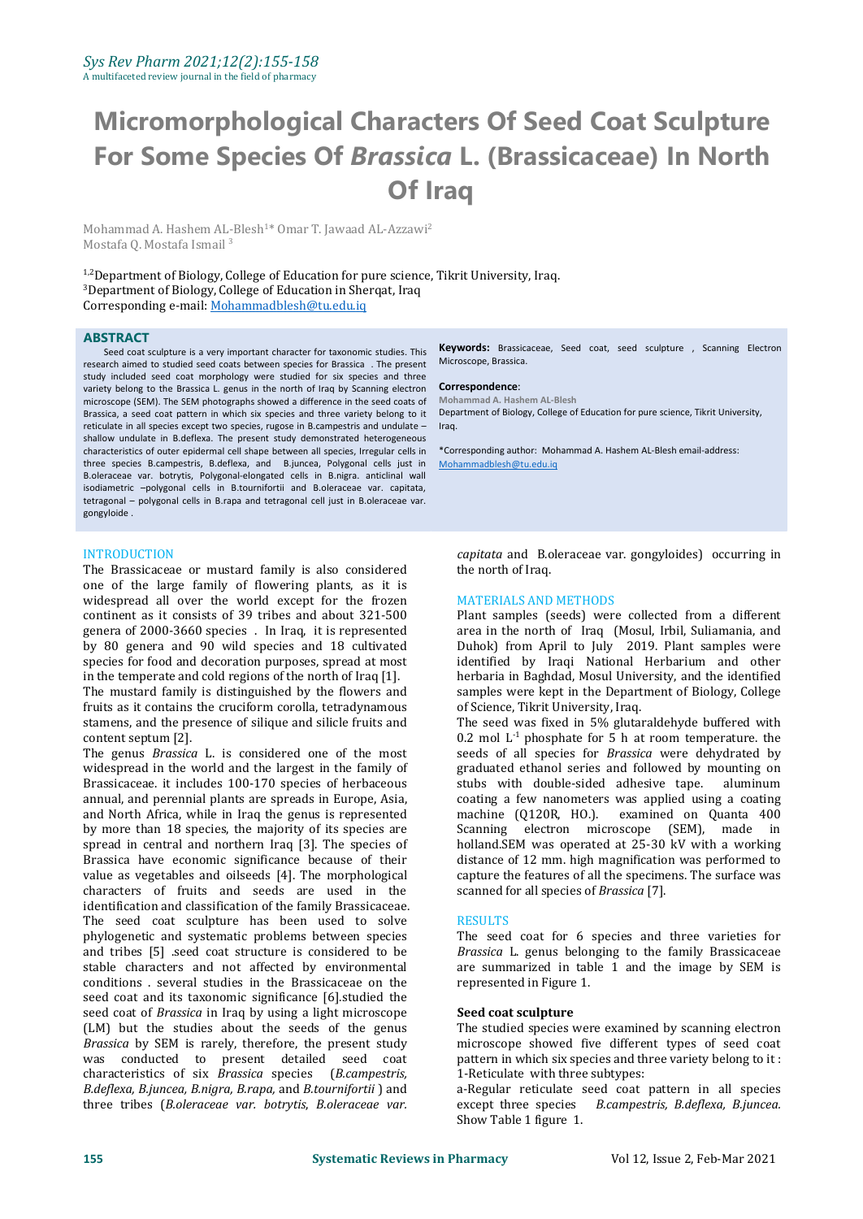# Micromorphological Characters Of Seed Coat Sculpture For Some Species Of *Brassica* L. (Brassicaceae) In North Of Iraq

Mohammad A. Hashem AL-Blesh[1]* Omar T. Jawaad AL-Azzawi[2]
Mostafa Q. Mostafa Ismail [3]

[1,2]Department of Biology, College of Education for pure science, Tikrit University, Iraq.
[3]Department of Biology, College of Education in Sherqat, Iraq
Corresponding e-mail: Mohammadblesh@tu.edu.iq

## ABSTRACT

Seed coat sculpture is a very important character for taxonomic studies. This research aimed to studied seed coats between species for Brassica . The present study included seed coat morphology were studied for six species and three variety belong to the Brassica L. genus in the north of Iraq by Scanning electron microscope (SEM). The SEM photographs showed a difference in the seed coats of Brassica, a seed coat pattern in which six species and three variety belong to it reticulate in all species except two species, rugose in B.campestris and undulate – shallow undulate in B.deflexa. The present study demonstrated heterogeneous characteristics of outer epidermal cell shape between all species, Irregular cells in three species B.campestris, B.deflexa, and B.juncea, Polygonal cells just in B.oleraceae var. botrytis, Polygonal-elongated cells in B.nigra. anticlinal wall isodiametric –polygonal cells in B.tournifortii and B.oleraceae var. capitata, tetragonal – polygonal cells in B.rapa and tetragonal cell just in B.oleraceae var. gongyloide .

**Keywords:** Brassicaceae, Seed coat, seed sculpture , Scanning Electron Microscope, Brassica.

**Correspondence**:
**Mohammad A. Hashem AL-Blesh**
Department of Biology, College of Education for pure science, Tikrit University, Iraq.

*Corresponding author: Mohammad A. Hashem AL-Blesh email-address: Mohammadblesh@tu.edu.iq

## INTRODUCTION

The Brassicaceae or mustard family is also considered one of the large family of flowering plants, as it is widespread all over the world except for the frozen continent as it consists of 39 tribes and about 321-500 genera of 2000-3660 species . In Iraq, it is represented by 80 genera and 90 wild species and 18 cultivated species for food and decoration purposes, spread at most in the temperate and cold regions of the north of Iraq [1].

The mustard family is distinguished by the flowers and fruits as it contains the cruciform corolla, tetradynamous stamens, and the presence of silique and silicle fruits and content septum [2].

The genus *Brassica* L. is considered one of the most widespread in the world and the largest in the family of Brassicaceae. it includes 100-170 species of herbaceous annual, and perennial plants are spreads in Europe, Asia, and North Africa, while in Iraq the genus is represented by more than 18 species, the majority of its species are spread in central and northern Iraq [3]. The species of Brassica have economic significance because of their value as vegetables and oilseeds [4]. The morphological characters of fruits and seeds are used in the identification and classification of the family Brassicaceae. The seed coat sculpture has been used to solve phylogenetic and systematic problems between species and tribes [5] .seed coat structure is considered to be stable characters and not affected by environmental conditions . several studies in the Brassicaceae on the seed coat and its taxonomic significance [6].studied the seed coat of *Brassica* in Iraq by using a light microscope (LM) but the studies about the seeds of the genus *Brassica* by SEM is rarely, therefore, the present study was conducted to present detailed seed coat characteristics of six *Brassica* species (*B.campestris, B.deflexa, B.juncea, B.nigra, B.rapa*, and *B.tournifortii* ) and three tribes (*B.oleraceae var. botrytis*, *B.oleraceae var. capitata* and B.oleraceae var. gongyloides) occurring in the north of Iraq.

## MATERIALS AND METHODS

Plant samples (seeds) were collected from a different area in the north of Iraq (Mosul, Irbil, Suliamania, and Duhok) from April to July 2019. Plant samples were identified by Iraqi National Herbarium and other herbaria in Baghdad, Mosul University, and the identified samples were kept in the Department of Biology, College of Science, Tikrit University, Iraq.

The seed was fixed in 5% glutaraldehyde buffered with 0.2 mol $L^{-1}$ phosphate for 5 h at room temperature. the seeds of all species for *Brassica* were dehydrated by graduated ethanol series and followed by mounting on stubs with double-sided adhesive tape. aluminum coating a few nanometers was applied using a coating machine (Q120R, HO.). examined on Quanta 400 Scanning electron microscope (SEM), made in holland.SEM was operated at 25-30 kV with a working distance of 12 mm. high magnification was performed to capture the features of all the specimens. The surface was scanned for all species of *Brassica* [7].

## RESULTS

The seed coat for 6 species and three varieties for *Brassica* L. genus belonging to the family Brassicaceae are summarized in table 1 and the image by SEM is represented in Figure 1.

### Seed coat sculpture

The studied species were examined by scanning electron microscope showed five different types of seed coat pattern in which six species and three variety belong to it :

1-Reticulate with three subtypes:

a-Regular reticulate seed coat pattern in all species except three species *B.campestris, B.deflexa, B.juncea.* Show Table 1 figure 1.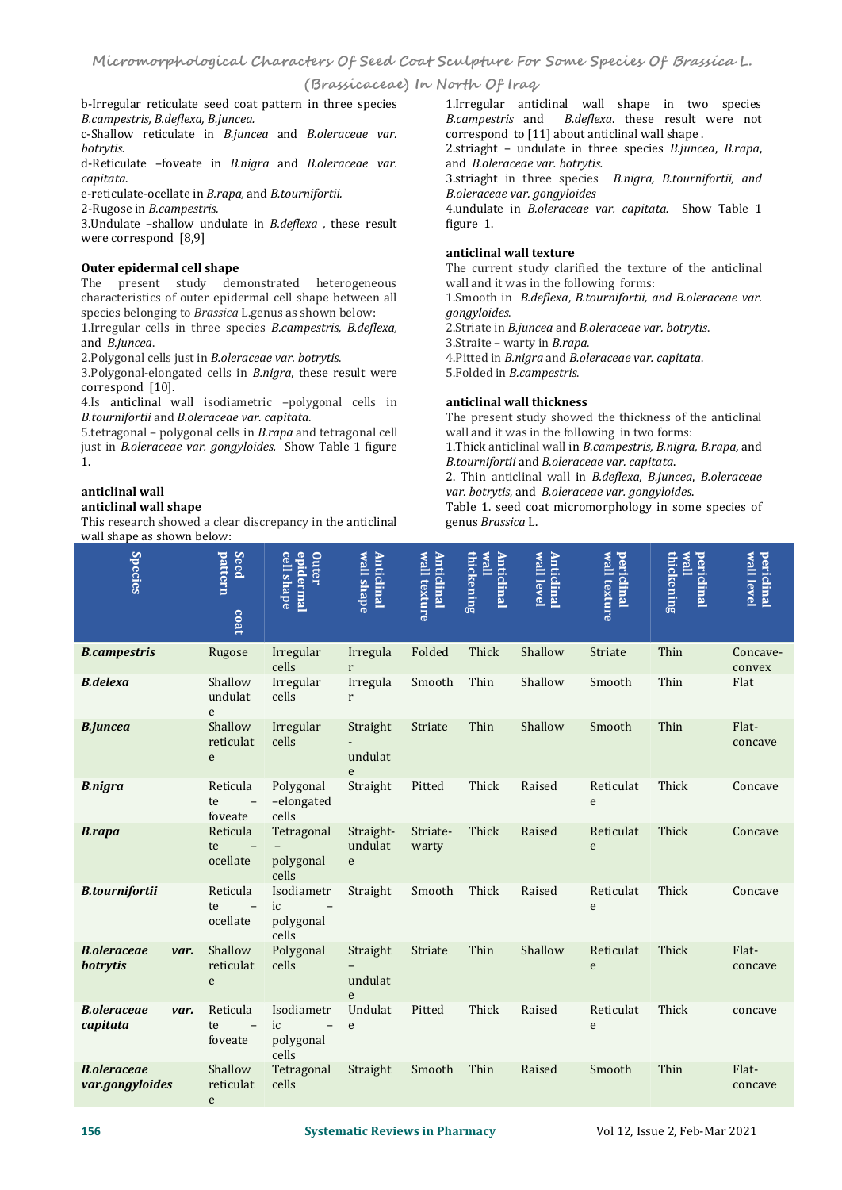b-Irregular reticulate seed coat pattern in three species *B.campestris, B.deflexa, B.juncea.*

c-Shallow reticulate in *B.juncea* and *B.oleraceae var. botrytis.*

d-Reticulate –foveate in *B.nigra* and *B.oleraceae var. capitata.*

e-reticulate-ocellate in *B.rapa,* and *B.tournifortii.*

2-Rugose in *B.campestris.*

3.Undulate –shallow undulate in *B.deflexa ,* these result were correspond [8,9]

**Outer epidermal cell shape**

The present study demonstrated heterogeneous characteristics of outer epidermal cell shape between all species belonging to *Brassica* L.genus as shown below:

1.Irregular cells in three species *B.campestris, B.deflexa,* and *B.juncea.*

2.Polygonal cells just in *B.oleraceae var. botrytis.*

3.Polygonal-elongated cells in *B.nigra*, these result were correspond [10].

4.Is anticlinal wall isodiametric –polygonal cells in *B.tournifortii* and *B.oleraceae var. capitata.*

5.tetragonal – polygonal cells in *B.rapa* and tetragonal cell just in *B.oleraceae var. gongyloides.* Show Table 1 figure 1.

**anticlinal wall**

**anticlinal wall shape**

This research showed a clear discrepancy in the anticlinal wall shape as shown below:

1.Irregular anticlinal wall shape in two species *B.campestris* and *B.deflexa*. these result were not correspond to [11] about anticlinal wall shape .

2.striaght – undulate in three species *B.juncea*, *B.rapa*, and *B.oleraceae var. botrytis.*

3.striaght in three species *B.nigra, B.tournifortii, and B.oleraceae var. gongyloides*

4.undulate in *B.oleraceae var. capitata.* Show Table 1 figure 1.

**anticlinal wall texture**

The current study clarified the texture of the anticlinal wall and it was in the following forms:

1.Smooth in *B.deflexa*, *B.tournifortii, and B.oleraceae var. gongyloides.*

2.Striate in *B.juncea* and *B.oleraceae var. botrytis.*

3.Straite – warty in *B.rapa.*

4.Pitted in *B.nigra* and *B.oleraceae var. capitata.*

5.Folded in *B.campestris.*

**anticlinal wall thickness**

The present study showed the thickness of the anticlinal wall and it was in the following in two forms:

1.Thick anticlinal wall in *B.campestris, B.nigra, B.rapa,* and *B.tournifortii* and *B.oleraceae var. capitata.*

2. Thin anticlinal wall in *B.deflexa, B.juncea*, *B.oleraceae var. botrytis,* and *B.oleraceae var. gongyloides.*

Table 1. seed coat micromorphology in some species of genus *Brassica* L.

| Species | Seed coat pattern | Outer epidermal cell shape | Anticlinal wall shape | Anticlinal wall texture | Anticlinal wall thickening | Anticlinal wall level | periclinal wall texture | periclinal wall thickening | periclinal wall level |
|---|---|---|---|---|---|---|---|---|---|
| ***B.campestris*** | Rugose | Irregular cells | Irregular | Folded | Thick | Shallow | Striate | Thin | Concave-convex |
| ***B.delexa*** | Shallow undulate | Irregular cells | Irregular | Smooth | Thin | Shallow | Smooth | Thin | Flat |
| ***B.juncea*** | Shallow reticulate | Irregular cells | Straight - undulate | Striate | Thin | Shallow | Smooth | Thin | Flat-concave |
| ***B.nigra*** | Reticulate – foveate | Polygonal –elongated cells | Straight | Pitted | Thick | Raised | Reticulate | Thick | Concave |
| ***B.rapa*** | Reticulate – ocellate | Tetragonal – polygonal cells | Straight-undulate | Striate-warty | Thick | Raised | Reticulate | Thick | Concave |
| ***B.tournifortii*** | Reticulate – ocellate | Isodiametric – polygonal cells | Straight | Smooth | Thick | Raised | Reticulate | Thick | Concave |
| ***B.oleraceae var. botrytis*** | Shallow reticulate | Polygonal cells | Straight – undulate | Striate | Thin | Shallow | Reticulate | Thick | Flat-concave |
| ***B.oleraceae var. capitata*** | Reticulate – foveate | Isodiametric – polygonal cells | Undulate | Pitted | Thick | Raised | Reticulate | Thick | concave |
| ***B.oleraceae var.gongyloides*** | Shallow reticulate | Tetragonal cells | Straight | Smooth | Thin | Raised | Smooth | Thin | Flat-concave |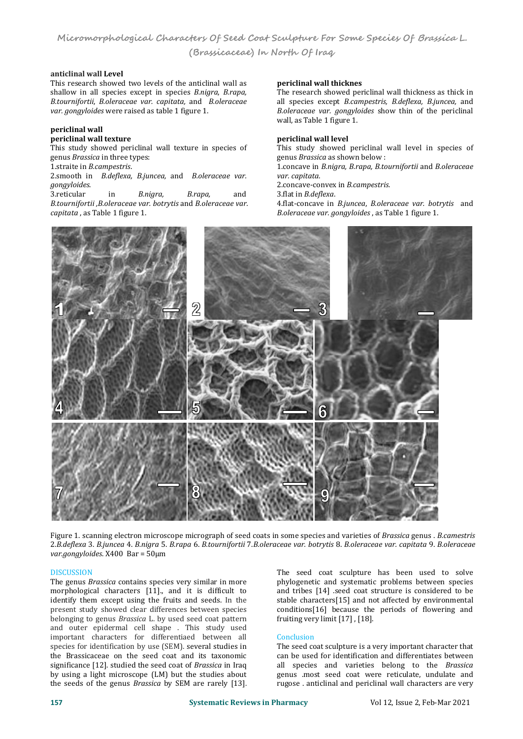**anticlinal wall Level**

This research showed two levels of the anticlinal wall as shallow in all species except in species *B.nigra, B.rapa, B.tournifortii, B.oleraceae var. capitata,* and *B.oleraceae var. gongyloides* were raised as table 1 figure 1.

**periclinal wall**

**periclinal wall texture**

This study showed periclinal wall texture in species of genus *Brassica* in three types:

1.straite in *B.campestris*.

2.smooth in *B.deflexa, B.juncea,* and *B.oleraceae var. gongyloides*.

3.reticular in *B.nigra, B.rapa,* and *B.tournifortii ,B.oleraceae var. botrytis* and *B.oleraceae var. capitata* , as Table 1 figure 1.

**periclinal wall thicknes**

The research showed periclinal wall thickness as thick in all species except *B.campestris, B.deflexa, B.juncea,* and *B.oleraceae var. gongyloides* show thin of the periclinal wall, as Table 1 figure 1.

**periclinal wall level**

This study showed periclinal wall level in species of genus *Brassica* as shown below :

1.concave in *B.nigra, B.rapa, B.tournifortii* and *B.oleraceae var. capitata*.

2.concave-convex in *B.campestris.*

3.flat in *B.deflexa*.

4.flat-concave in *B.juncea*, *B.oleraceae var. botrytis* and *B.oleraceae var. gongyloides* , as Table 1 figure 1.

Figure 1. scanning electron microscope micrograph of seed coats in some species and varieties of *Brassica* genus . *B.camestris* 2.*B.deflexa* 3. *B.juncea* 4. *B.nigra* 5. *B.rapa* 6. *B.tournifortii* 7.*B.oleraceae var. botrytis* 8. *B.oleraceae var. capitata* 9. *B.oleraceae var.gongyloides*. X400 Bar = 50μm

## DISCUSSION

The genus *Brassica* contains species very similar in more morphological characters [11]., and it is difficult to identify them except using the fruits and seeds. In the present study showed clear differences between species belonging to genus *Brassica* L. by used seed coat pattern and outer epidermal cell shape . This study used important characters for differentiaed between all species for identification by use (SEM). several studies in the Brassicaceae on the seed coat and its taxonomic significance [12]. studied the seed coat of *Brassica* in Iraq by using a light microscope (LM) but the studies about the seeds of the genus *Brassica* by SEM are rarely [13]. The seed coat sculpture has been used to solve phylogenetic and systematic problems between species and tribes [14] .seed coat structure is considered to be stable characters[15] and not affected by environmental conditions[16] because the periods of flowering and fruiting very limit [17] , [18].

## Conclusion

The seed coat sculpture is a very important character that can be used for identification and differentiates between all species and varieties belong to the *Brassica* genus .most seed coat were reticulate, undulate and rugose . anticlinal and periclinal wall characters are very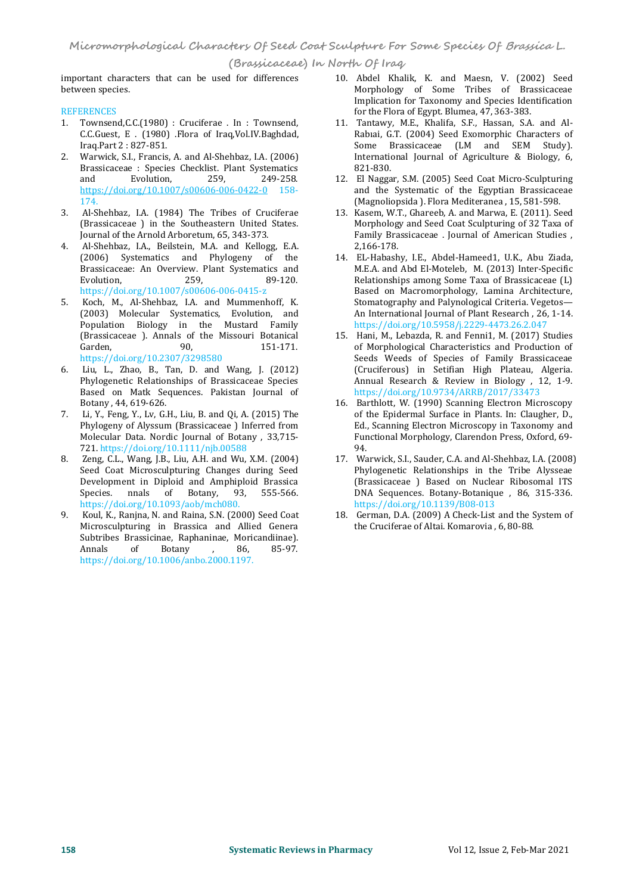important characters that can be used for differences between species.

## REFERENCES

1. Townsend,C.C.(1980) : Cruciferae . In : Townsend, C.C.Guest, E . (1980) .Flora of Iraq,Vol.IV.Baghdad, Iraq.Part 2 : 827-851.
2. Warwick, S.I., Francis, A. and Al-Shehbaz, I.A. (2006) Brassicaceae : Species Checklist. Plant Systematics and Evolution, 259, 249-258. https://doi.org/10.1007/s00606-006-0422-0 158-174.
3. Al-Shehbaz, I.A. (1984) The Tribes of Cruciferae (Brassicaceae ) in the Southeastern United States. Journal of the Arnold Arboretum, 65, 343-373.
4. Al-Shehbaz, I.A., Beilstein, M.A. and Kellogg, E.A. (2006) Systematics and Phylogeny of the Brassicaceae: An Overview. Plant Systematics and Evolution, 259, 89-120. https://doi.org/10.1007/s00606-006-0415-z
5. Koch, M., Al-Shehbaz, I.A. and Mummenhoff, K. (2003) Molecular Systematics, Evolution, and Population Biology in the Mustard Family (Brassicaceae ). Annals of the Missouri Botanical Garden, 90, 151-171. https://doi.org/10.2307/3298580
6. Liu, L., Zhao, B., Tan, D. and Wang, J. (2012) Phylogenetic Relationships of Brassicaceae Species Based on Matk Sequences. Pakistan Journal of Botany , 44, 619-626.
7. Li, Y., Feng, Y., Lv, G.H., Liu, B. and Qi, A. (2015) The Phylogeny of Alyssum (Brassicaceae ) Inferred from Molecular Data. Nordic Journal of Botany , 33,715-721. https://doi.org/10.1111/njb.00588
8. Zeng, C.L., Wang, J.B., Liu, A.H. and Wu, X.M. (2004) Seed Coat Microsculpturing Changes during Seed Development in Diploid and Amphiploid Brassica Species. nnals of Botany, 93, 555-566. https://doi.org/10.1093/aob/mch080.
9. Koul, K., Ranjna, N. and Raina, S.N. (2000) Seed Coat Microsculpturing in Brassica and Allied Genera Subtribes Brassicinae, Raphaninae, Moricandiinae). Annals of Botany , 86, 85-97. https://doi.org/10.1006/anbo.2000.1197.
10. Abdel Khalik, K. and Maesn, V. (2002) Seed Morphology of Some Tribes of Brassicaceae Implication for Taxonomy and Species Identification for the Flora of Egypt. Blumea, 47, 363-383.
11. Tantawy, M.E., Khalifa, S.F., Hassan, S.A. and Al-Rabıai, G.T. (2004) Seed Exomorphic Characters of Some Brassicaceae (LM and SEM Study). International Journal of Agriculture & Biology, 6, 821-830.
12. El Naggar, S.M. (2005) Seed Coat Micro-Sculpturing and the Systematic of the Egyptian Brassicaceae (Magnoliopsida ). Flora Mediteranea , 15, 581-598.
13. Kasem, W.T., Ghareeb, A. and Marwa, E. (2011). Seed Morphology and Seed Coat Sculpturing of 32 Taxa of Family Brassicaceae . Journal of American Studies , 2,166-178.
14. EL-Habashy, I.E., Abdel-Hameed1, U.K., Abu Ziada, M.E.A. and Abd El-Moteleb, M. (2013) Inter-Specific Relationships among Some Taxa of Brassicaceae (L) Based on Macromorphology, Lamina Architecture, Stomatography and Palynological Criteria. Vegetos—An International Journal of Plant Research , 26, 1-14. https://doi.org/10.5958/j.2229-4473.26.2.047
15. Hani, M., Lebazda, R. and Fenni1, M. (2017) Studies of Morphological Characteristics and Production of Seeds Weeds of Species of Family Brassicaceae (Cruciferous) in Setifian High Plateau, Algeria. Annual Research & Review in Biology , 12, 1-9. https://doi.org/10.9734/ARRB/2017/33473
16. Barthlott, W. (1990) Scanning Electron Microscopy of the Epidermal Surface in Plants. In: Claugher, D., Ed., Scanning Electron Microscopy in Taxonomy and Functional Morphology, Clarendon Press, Oxford, 69-94.
17. Warwick, S.I., Sauder, C.A. and Al-Shehbaz, I.A. (2008) Phylogenetic Relationships in the Tribe Alysseae (Brassicaceae ) Based on Nuclear Ribosomal ITS DNA Sequences. Botany-Botanique , 86, 315-336. https://doi.org/10.1139/B08-013
18. German, D.A. (2009) A Check-List and the System of the Cruciferae of Altai. Komarovia , 6, 80-88.